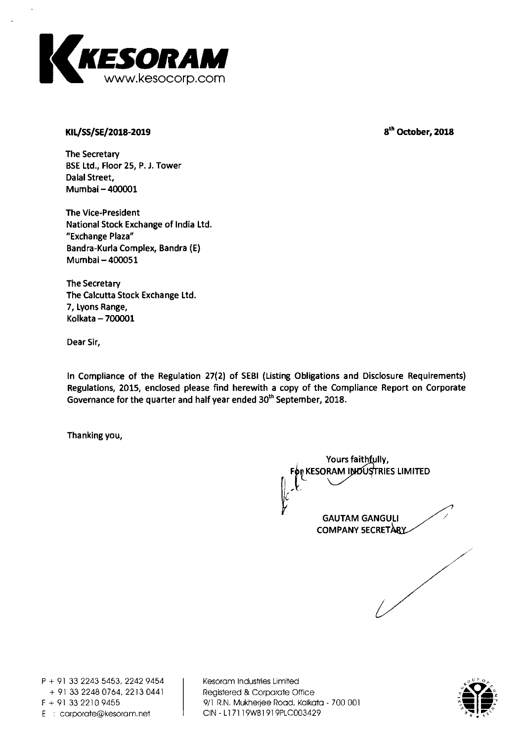KESORAM
www.kesocorp.com

**KIL/SS/SE/2018-2019**

**8th October, 2018**

The Secretary
BSE Ltd., Floor 25, P. J. Tower
Dalal Street,
Mumbai – 400001

The Vice-President
National Stock Exchange of India Ltd.
"Exchange Plaza"
Bandra-Kurla Complex, Bandra (E)
Mumbai – 400051

The Secretary
The Calcutta Stock Exchange Ltd.
7, Lyons Range,
Kolkata – 700001

Dear Sir,

In Compliance of the Regulation 27(2) of SEBI (Listing Obligations and Disclosure Requirements) Regulations, 2015, enclosed please find herewith a copy of the Compliance Report on Corporate Governance for the quarter and half year ended 30th September, 2018.

Thanking you,

Yours faithfully,
For KESORAM INDUSTRIES LIMITED

GAUTAM GANGULI
COMPANY SECRETARY

P + 91 33 2243 5453, 2242 9454
+ 91 33 2248 0764, 2213 0441
F + 91 33 2210 9455
E : corporate@kesoram.net

Kesoram Industries Limited
Registered & Corporate Office
9/1 R.N. Mukherjee Road, Kolkata - 700 001
CIN - L17119WB1919PLC003429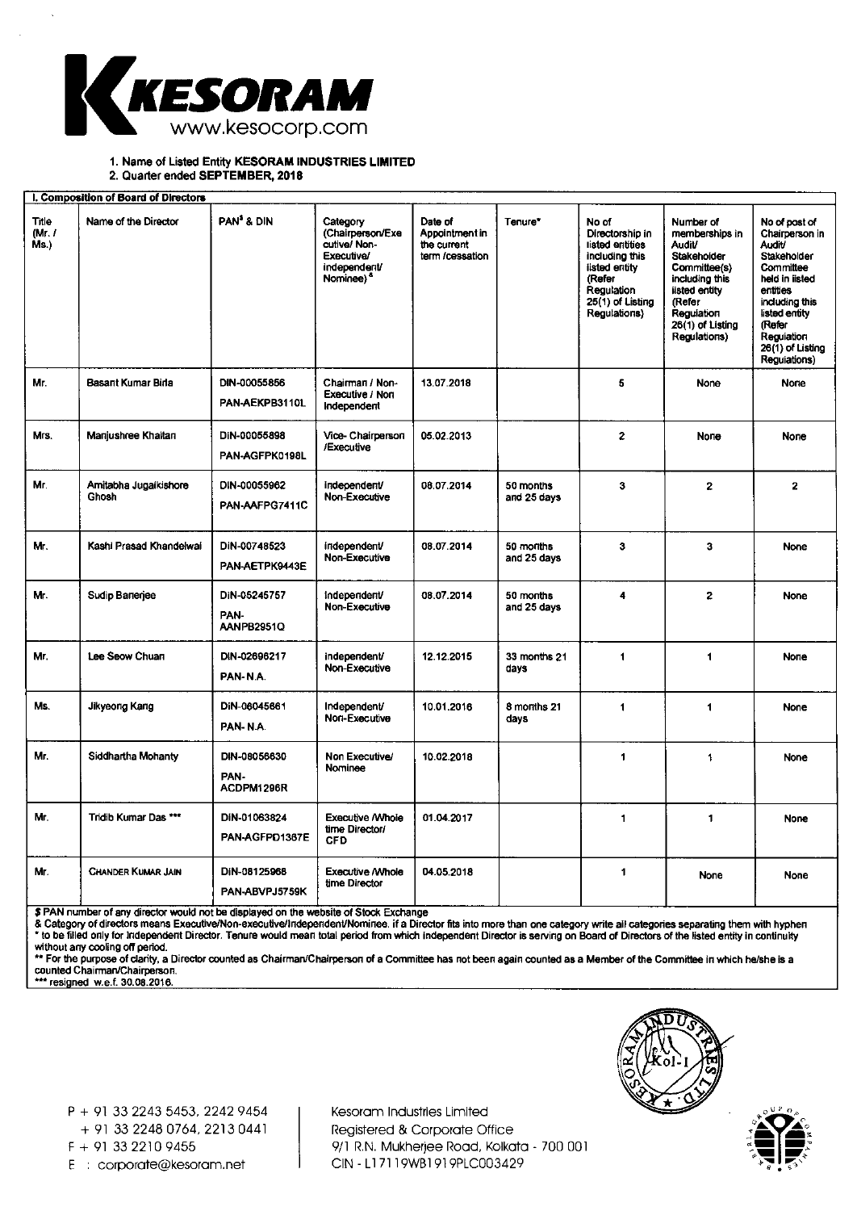1. Name of Listed Entity **KESORAM INDUSTRIES LIMITED**
2. Quarter ended **SEPTEMBER, 2018**

**I. Composition of Board of Directors**

| Title (Mr. / Ms.) | Name of the Director | PAN$ & DIN | Category (Chairperson/Executive/ Non-Executive/ independent/ Nominee) & | Date of Appointment in the current term /cessation | Tenure* | No of Directorship in listed entities including this listed entity (Refer Regulation 25(1) of Listing Regulations) | Number of memberships in Audit/ Stakeholder Committee(s) including this listed entity (Refer Regulation 26(1) of Listing Regulations) | No of post of Chairperson in Audit/ Stakeholder Committee held in listed entities including this listed entity (Refer Regulation 26(1) of Listing Regulations) |
|---|---|---|---|---|---|---|---|---|
| Mr. | Basant Kumar Birla | DIN-00055856 PAN-AEKPB3110L | Chairman / Non-Executive / Non Independent | 13.07.2018 | | 5 | None | None |
| Mrs. | Manjushree Khaitan | DIN-00055898 PAN-AGFPK0198L | Vice- Chairperson /Executive | 05.02.2013 | | 2 | None | None |
| Mr. | Amitabha Jugalkishore Ghosh | DIN-00055962 PAN-AAFPG7411C | Independent/ Non-Executive | 08.07.2014 | 50 months and 25 days | 3 | 2 | 2 |
| Mr. | Kashi Prasad Khandelwal | DIN-00748523 PAN-AETPK9443E | Independent/ Non-Executive | 08.07.2014 | 50 months and 25 days | 3 | 3 | None |
| Mr. | Sudip Banerjee | DIN-05245757 PAN-AANPB2951Q | Independent/ Non-Executive | 08.07.2014 | 50 months and 25 days | 4 | 2 | None |
| Mr. | Lee Seow Chuan | DIN-02696217 PAN- N.A. | Independent/ Non-Executive | 12.12.2015 | 33 months 21 days | 1 | 1 | None |
| Ms. | Jikyeong Kang | DIN-08045661 PAN- N.A. | Independent/ Non-Executive | 10.01.2018 | 8 months 21 days | 1 | 1 | None |
| Mr. | Siddhartha Mohanty | DIN-08058830 PAN-ACDPM1296R | Non Executive/ Nominee | 10.02.2018 | | 1 | 1 | None |
| Mr. | Tridib Kumar Das *** | DIN-01063824 PAN-AGFPD1387E | Executive /Whole time Director/ CFO | 01.04.2017 | | 1 | 1 | None |
| Mr. | Chander Kumar Jain | DIN-08125968 PAN-ABVPJ5759K | Executive /Whole time Director | 04.05.2018 | | 1 | None | None |

$ PAN number of any director would not be displayed on the website of Stock Exchange

& Category of directors means Executive/Non-executive/Independent/Nominee. if a Director fits into more than one category write all categories separating them with hyphen

* to be filled only for Independent Director. Tenure would mean total period from which Independent Director is serving on Board of Directors of the listed entity in continuity without any cooling off period.

** For the purpose of clarity, a Director counted as Chairman/Chairperson of a Committee has not been again counted as a Member of the Committee in which he/she is a counted Chairman/Chairperson.

*** resigned w.e.f. 30.08.2018.

P + 91 33 2243 5453, 2242 9454
+ 91 33 2248 0764, 2213 0441
F + 91 33 2210 9455
E : corporate@kesoram.net

Kesoram Industries Limited
Registered & Corporate Office
9/1 R.N. Mukherjee Road, Kolkata - 700 001
CIN - L17119WB1919PLC003429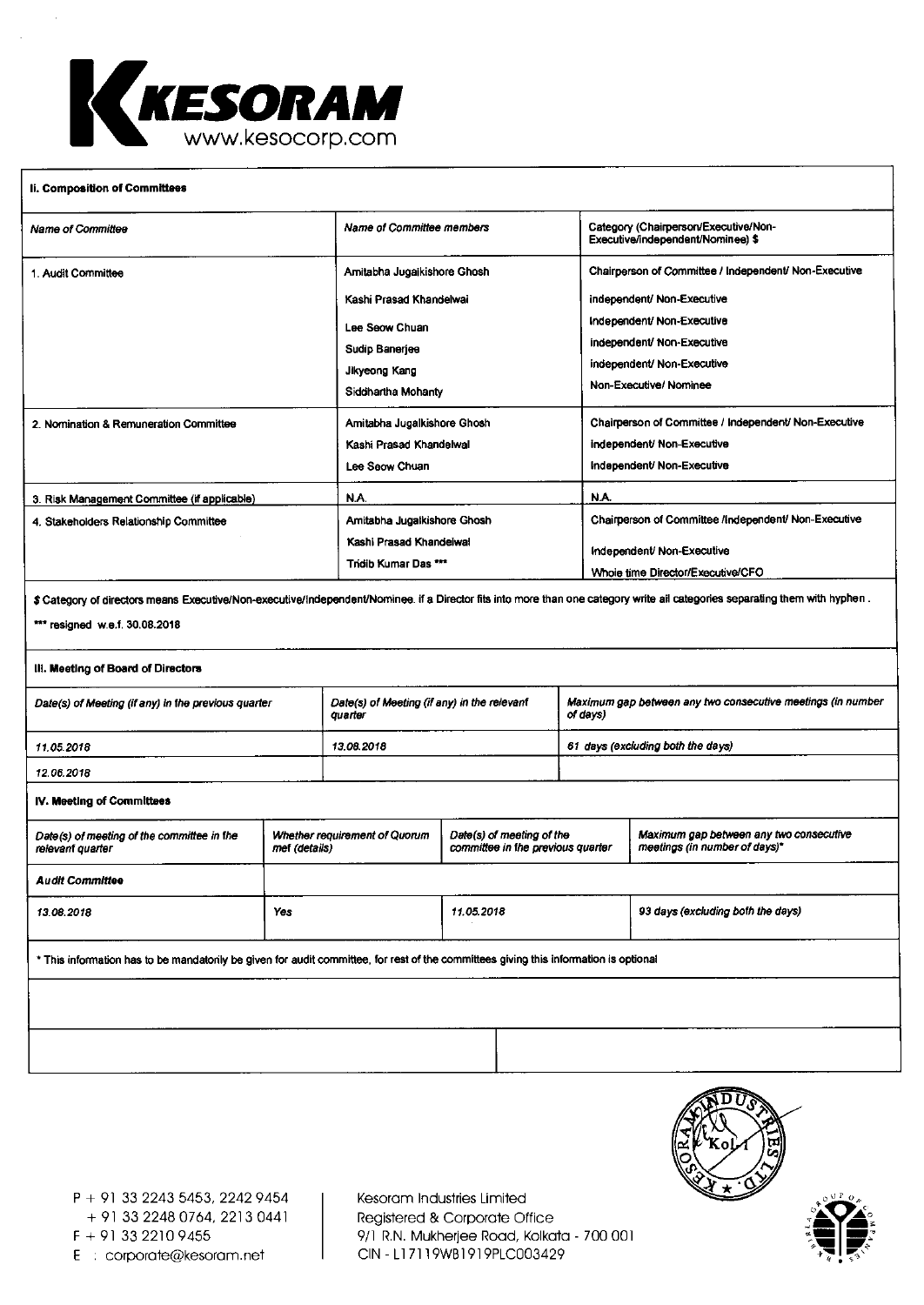## II. Composition of Committees

| *Name of Committee* | *Name of Committee members* | *Category (Chairperson/Executive/Non-Executive/independent/Nominee) $* |
|---|---|---|
| 1. Audit Committee | Amitabha Jugalkishore Ghosh | Chairperson of Committee / Independent/ Non-Executive |
| | Kashi Prasad Khandelwal | independent/ Non-Executive |
| | Lee Seow Chuan | Independent/ Non-Executive |
| | Sudip Banerjee | independent/ Non-Executive |
| | Jikyeong Kang | independent/ Non-Executive |
| | Siddhartha Mohanty | Non-Executive/ Nominee |
| 2. Nomination & Remuneration Committee | Amitabha Jugalkishore Ghosh | Chairperson of Committee / Independent/ Non-Executive |
| | Kashi Prasad Khandelwal | independent/ Non-Executive |
| | Lee Seow Chuan | Independent/ Non-Executive |
| 3. Risk Management Committee (if applicable) | N.A. | N.A. |
| 4. Stakeholders Relationship Committee | Amitabha Jugalkishore Ghosh | Chairperson of Committee /Independent/ Non-Executive |
| | Kashi Prasad Khandelwal | Independent/ Non-Executive |
| | Tridib Kumar Das *** | Whole time Director/Executive/CFO |

$ Category of directors means Executive/Non-executive/Independent/Nominee. if a Director fits into more than one category write all categories separating them with hyphen.

*** resigned w.e.f. 30.08.2018

## III. Meeting of Board of Directors

| *Date(s) of Meeting (if any) in the previous quarter* | *Date(s) of Meeting (if any) in the relevant quarter* | *Maximum gap between any two consecutive meetings (in number of days)* |
|---|---|---|
| *11.05.2018* | *13.08.2018* | *61 days (excluding both the days)* |
| *12.06.2018* | | |

## IV. Meeting of Committees

| *Date(s) of meeting of the committee in the relevant quarter* | *Whether requirement of Quorum met (details)* | *Date(s) of meeting of the committee in the previous quarter* | *Maximum gap between any two consecutive meetings (in number of days)** |
|---|---|---|---|
| ***Audit Committee*** | | | |
| *13.08.2018* | Yes | *11.05.2018* | *93 days (excluding both the days)* |

* This information has to be mandatorily be given for audit committee, for rest of the committees giving this information is optional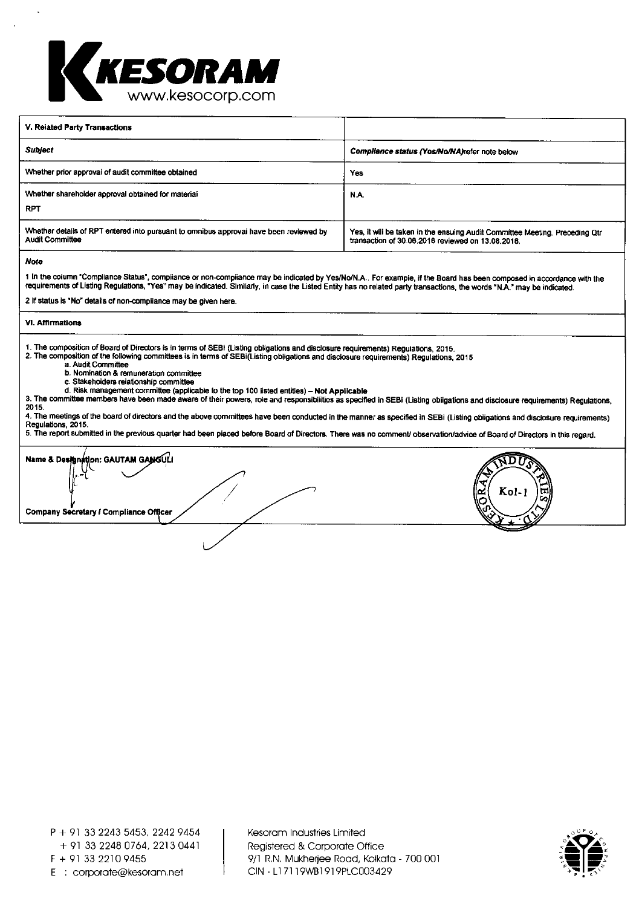| V. Related Party Transactions | |
|---|---|
| ***Subject*** | ***Compliance status (Yes/No/NA)refer note below*** |
| Whether prior approval of audit committee obtained | Yes |
| Whether shareholder approval obtained for material RPT | N.A. |
| Whether details of RPT entered into pursuant to omnibus approval have been reviewed by Audit Committee | Yes, it will be taken in the ensuing Audit Committee Meeting. Preceding Qtr transaction of 30.06.2018 reviewed on 13.08.2018. |

***Note***

1 In the column "Compliance Status", compliance or non-compliance may be indicated by Yes/No/N.A.. For example, if the Board has been composed in accordance with the requirements of Listing Regulations, "Yes" may be indicated. Similarly, in case the Listed Entity has no related party transactions, the words "N.A." may be indicated.

2 If status is "No" details of non-compliance may be given here.

**VI. Affirmations**

1. The composition of Board of Directors is in terms of SEBI (Listing obligations and disclosure requirements) Regulations, 2015.
2. The composition of the following committees is in terms of SEBI(Listing obligations and disclosure requirements) Regulations, 2015
   a. Audit Committee
   b. Nomination & remuneration committee
   c. Stakeholders relationship committee
   d. Risk management committee (applicable to the top 100 listed entities) – **Not Applicable**
3. The committee members have been made aware of their powers, role and responsibilities as specified in SEBI (Listing obligations and disclosure requirements) Regulations, 2015.
4. The meetings of the board of directors and the above committees have been conducted in the manner as specified in SEBI (Listing obligations and disclosure requirements) Regulations, 2015.
5. The report submitted in the previous quarter had been placed before Board of Directors. There was no comment/ observation/advice of Board of Directors in this regard.

**Name & Designation: GAUTAM GANGULI**

**Company Secretary / Compliance Officer**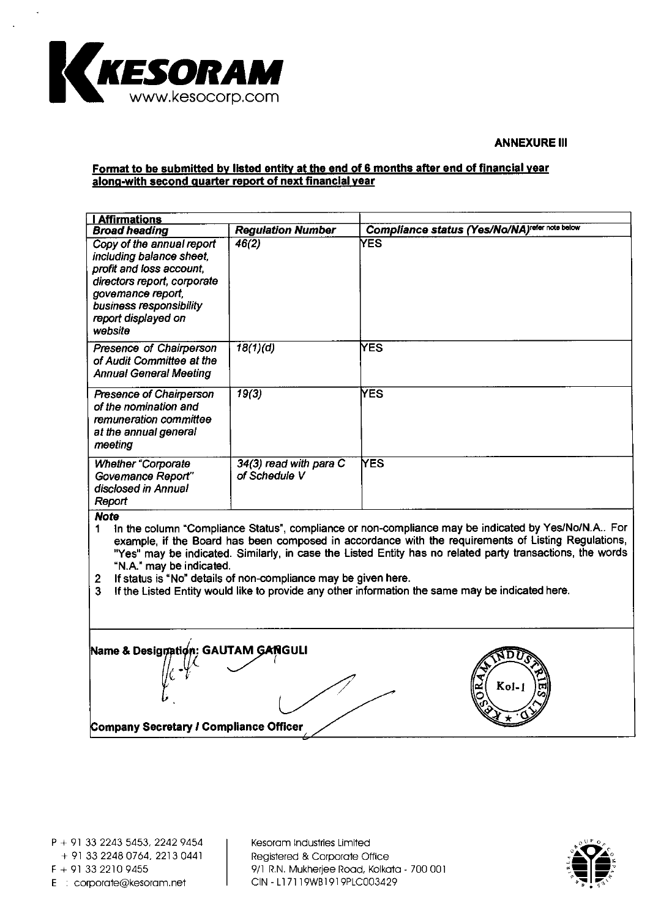KESORAM
www.kesocorp.com

**ANNEXURE III**

**Format to be submitted by listed entity at the end of 6 months after end of financial year along-with second quarter report of next financial year**

| **I Affirmations** | | |
|---|---|---|
| ***Broad heading*** | ***Regulation Number*** | ***Compliance status (Yes/No/NA)*** refer note below |
| *Copy of the annual report including balance sheet, profit and loss account, directors report, corporate govemance report, business responsibility report displayed on website* | *46(2)* | YES |
| *Presence of Chairperson of Audit Committee at the Annual General Meeting* | *18(1)(d)* | YES |
| *Presence of Chairperson of the nomination and remuneration committee at the annual general meeting* | *19(3)* | YES |
| *Whether "Corporate Govemance Report" disclosed in Annual Report* | *34(3) read with para C of Schedule V* | YES |

***Note***

1. In the column "Compliance Status", compliance or non-compliance may be indicated by Yes/No/N.A.. For example, if the Board has been composed in accordance with the requirements of Listing Regulations, "Yes" may be indicated. Similarly, in case the Listed Entity has no related party transactions, the words "N.A." may be indicated.
2. If status is "No" details of non-compliance may be given here.
3. If the Listed Entity would like to provide any other information the same may be indicated here.

**Name & Designation: GAUTAM GANGULI**

**Company Secretary / Compliance Officer**

P + 91 33 2243 5453, 2242 9454
+ 91 33 2248 0764, 2213 0441
F + 91 33 2210 9455
E : corporate@kesoram.net

Kesoram Industries Limited
Registered & Corporate Office
9/1 R.N. Mukherjee Road, Kolkata - 700 001
CIN - L17119WB1919PLC003429